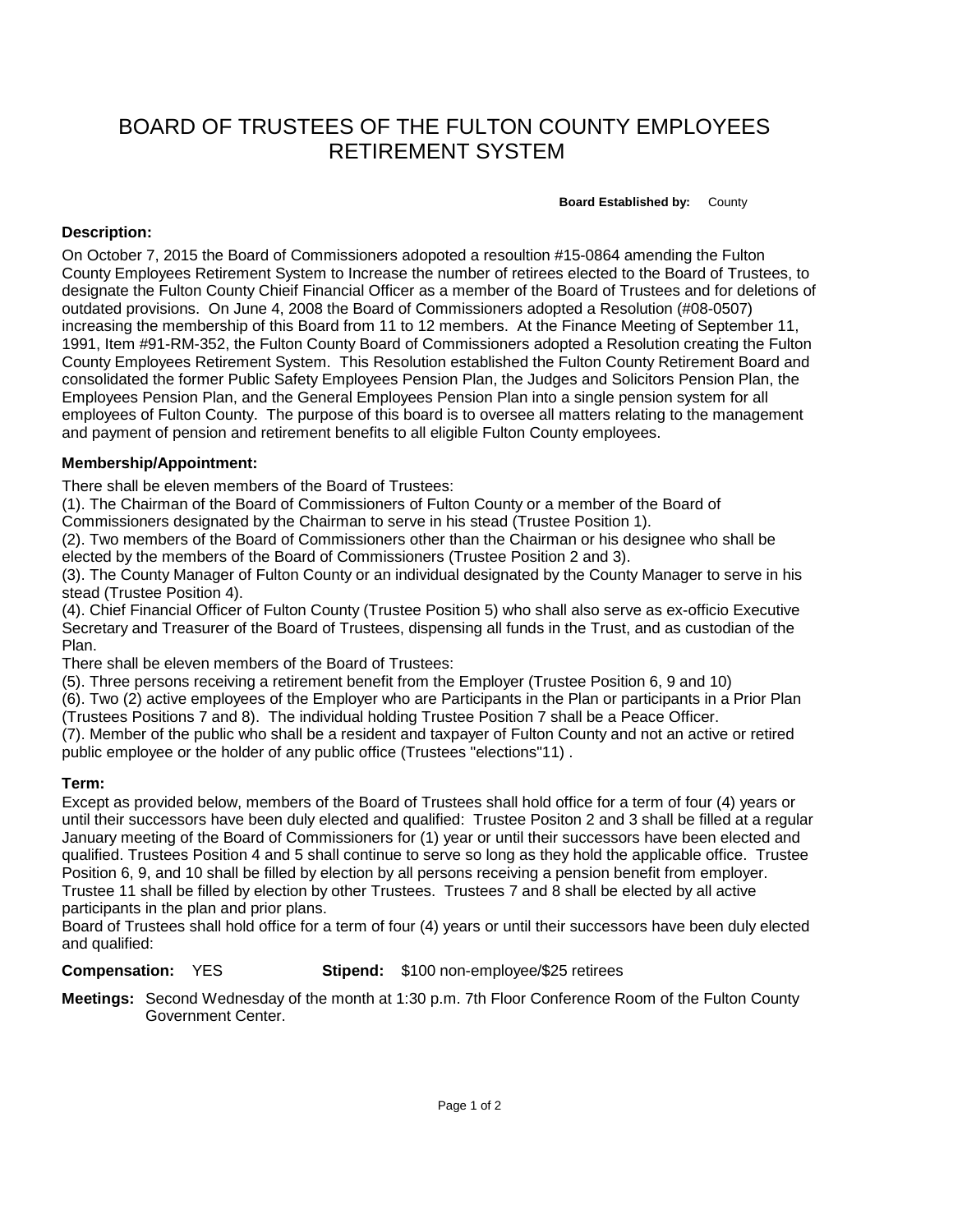# BOARD OF TRUSTEES OF THE FULTON COUNTY EMPLOYEES RETIREMENT SYSTEM

**Board Established by:** County

### Description:

On October 7, 2015 the Board of Commissioners adopoted a resoultion #15-0864 amending the Fulton County Employees Retirement System to Increase the number of retirees elected to the Board of Trustees, to designate the Fulton County Chieif Financial Officer as a member of the Board of Trustees and for deletions of outdated provisions. On June 4, 2008 the Board of Commissioners adopted a Resolution (#08-0507) increasing the membership of this Board from 11 to 12 members. At the Finance Meeting of September 11, 1991, Item #91-RM-352, the Fulton County Board of Commissioners adopted a Resolution creating the Fulton County Employees Retirement System. This Resolution established the Fulton County Retirement Board and consolidated the former Public Safety Employees Pension Plan, the Judges and Solicitors Pension Plan, the Employees Pension Plan, and the General Employees Pension Plan into a single pension system for all employees of Fulton County. The purpose of this board is to oversee all matters relating to the management and payment of pension and retirement benefits to all eligible Fulton County employees.

### Membership/Appointment:

There shall be eleven members of the Board of Trustees:

(1). The Chairman of the Board of Commissioners of Fulton County or a member of the Board of Commissioners designated by the Chairman to serve in his stead (Trustee Position 1).

(2). Two members of the Board of Commissioners other than the Chairman or his designee who shall be elected by the members of the Board of Commissioners (Trustee Position 2 and 3).

(3). The County Manager of Fulton County or an individual designated by the County Manager to serve in his stead (Trustee Position 4).

(4). Chief Financial Officer of Fulton County (Trustee Position 5) who shall also serve as ex-officio Executive Secretary and Treasurer of the Board of Trustees, dispensing all funds in the Trust, and as custodian of the Plan.

There shall be eleven members of the Board of Trustees:

(5). Three persons receiving a retirement benefit from the Employer (Trustee Position 6, 9 and 10)

(6). Two (2) active employees of the Employer who are Participants in the Plan or participants in a Prior Plan (Trustees Positions 7 and 8). The individual holding Trustee Position 7 shall be a Peace Officer.

(7). Member of the public who shall be a resident and taxpayer of Fulton County and not an active or retired public employee or the holder of any public office (Trustees "elections"11) .

### Term:

Except as provided below, members of the Board of Trustees shall hold office for a term of four (4) years or until their successors have been duly elected and qualified: Trustee Positon 2 and 3 shall be filled at a regular January meeting of the Board of Commissioners for (1) year or until their successors have been elected and qualified. Trustees Position 4 and 5 shall continue to serve so long as they hold the applicable office. Trustee Position 6, 9, and 10 shall be filled by election by all persons receiving a pension benefit from employer. Trustee 11 shall be filled by election by other Trustees. Trustees 7 and 8 shall be elected by all active participants in the plan and prior plans.

Board of Trustees shall hold office for a term of four (4) years or until their successors have been duly elected and qualified:

**Compensation:** YES **Stipend:** $100 non-employee/$25 retirees

**Meetings:** Second Wednesday of the month at 1:30 p.m. 7th Floor Conference Room of the Fulton County Government Center.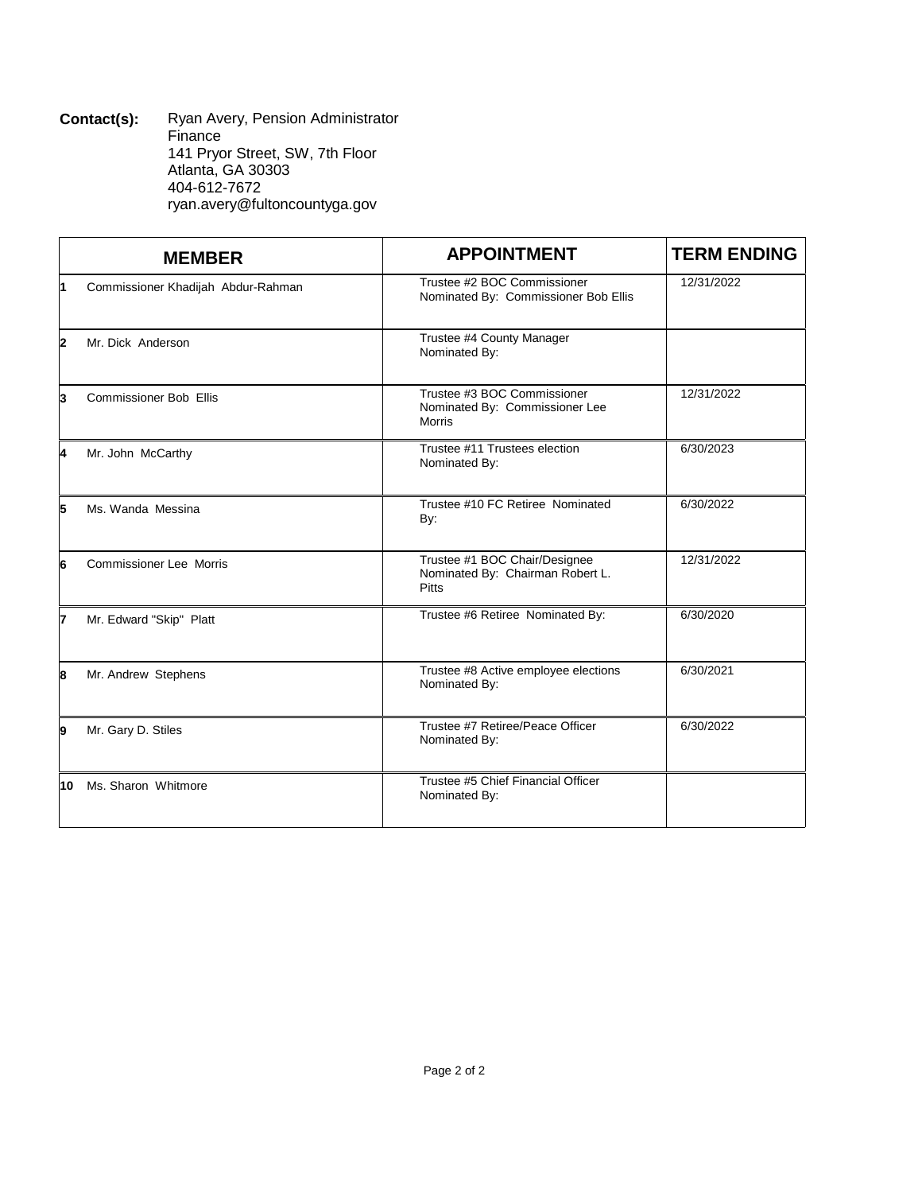**Contact(s):** Ryan Avery, Pension Administrator
Finance
141 Pryor Street, SW, 7th Floor
Atlanta, GA 30303
404-612-7672
ryan.avery@fultoncountyga.gov

| | MEMBER | APPOINTMENT | TERM ENDING |
|---|---|---|---|
| 1 | Commissioner Khadijah Abdur-Rahman | Trustee #2 BOC Commissioner Nominated By: Commissioner Bob Ellis | 12/31/2022 |
| 2 | Mr. Dick Anderson | Trustee #4 County Manager Nominated By: | |
| 3 | Commissioner Bob Ellis | Trustee #3 BOC Commissioner Nominated By: Commissioner Lee Morris | 12/31/2022 |
| 4 | Mr. John McCarthy | Trustee #11 Trustees election Nominated By: | 6/30/2023 |
| 5 | Ms. Wanda Messina | Trustee #10 FC Retiree Nominated By: | 6/30/2022 |
| 6 | Commissioner Lee Morris | Trustee #1 BOC Chair/Designee Nominated By: Chairman Robert L. Pitts | 12/31/2022 |
| 7 | Mr. Edward "Skip" Platt | Trustee #6 Retiree Nominated By: | 6/30/2020 |
| 8 | Mr. Andrew Stephens | Trustee #8 Active employee elections Nominated By: | 6/30/2021 |
| 9 | Mr. Gary D. Stiles | Trustee #7 Retiree/Peace Officer Nominated By: | 6/30/2022 |
| 10 | Ms. Sharon Whitmore | Trustee #5 Chief Financial Officer Nominated By: | |